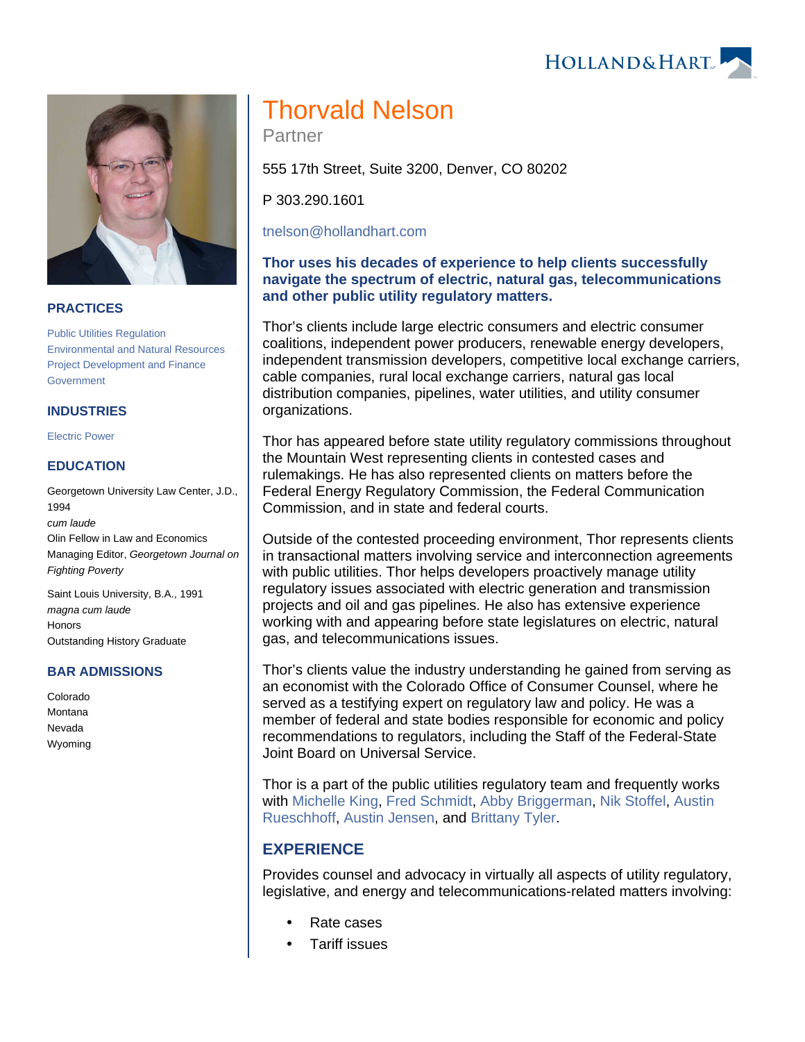# Thorvald Nelson

Partner

555 17th Street, Suite 3200, Denver, CO 80202

P 303.290.1601

tnelson@hollandhart.com

## PRACTICES

Public Utilities Regulation
Environmental and Natural Resources
Project Development and Finance
Government

## INDUSTRIES

Electric Power

## EDUCATION

Georgetown University Law Center, J.D., 1994
*cum laude*
Olin Fellow in Law and Economics
Managing Editor, *Georgetown Journal on Fighting Poverty*

Saint Louis University, B.A., 1991
*magna cum laude*
Honors
Outstanding History Graduate

## BAR ADMISSIONS

Colorado
Montana
Nevada
Wyoming

**Thor uses his decades of experience to help clients successfully navigate the spectrum of electric, natural gas, telecommunications and other public utility regulatory matters.**

Thor's clients include large electric consumers and electric consumer coalitions, independent power producers, renewable energy developers, independent transmission developers, competitive local exchange carriers, cable companies, rural local exchange carriers, natural gas local distribution companies, pipelines, water utilities, and utility consumer organizations.

Thor has appeared before state utility regulatory commissions throughout the Mountain West representing clients in contested cases and rulemakings. He has also represented clients on matters before the Federal Energy Regulatory Commission, the Federal Communication Commission, and in state and federal courts.

Outside of the contested proceeding environment, Thor represents clients in transactional matters involving service and interconnection agreements with public utilities. Thor helps developers proactively manage utility regulatory issues associated with electric generation and transmission projects and oil and gas pipelines. He also has extensive experience working with and appearing before state legislatures on electric, natural gas, and telecommunications issues.

Thor's clients value the industry understanding he gained from serving as an economist with the Colorado Office of Consumer Counsel, where he served as a testifying expert on regulatory law and policy. He was a member of federal and state bodies responsible for economic and policy recommendations to regulators, including the Staff of the Federal-State Joint Board on Universal Service.

Thor is a part of the public utilities regulatory team and frequently works with Michelle King, Fred Schmidt, Abby Briggerman, Nik Stoffel, Austin Rueschhoff, Austin Jensen, and Brittany Tyler.

## EXPERIENCE

Provides counsel and advocacy in virtually all aspects of utility regulatory, legislative, and energy and telecommunications-related matters involving:

- Rate cases
- Tariff issues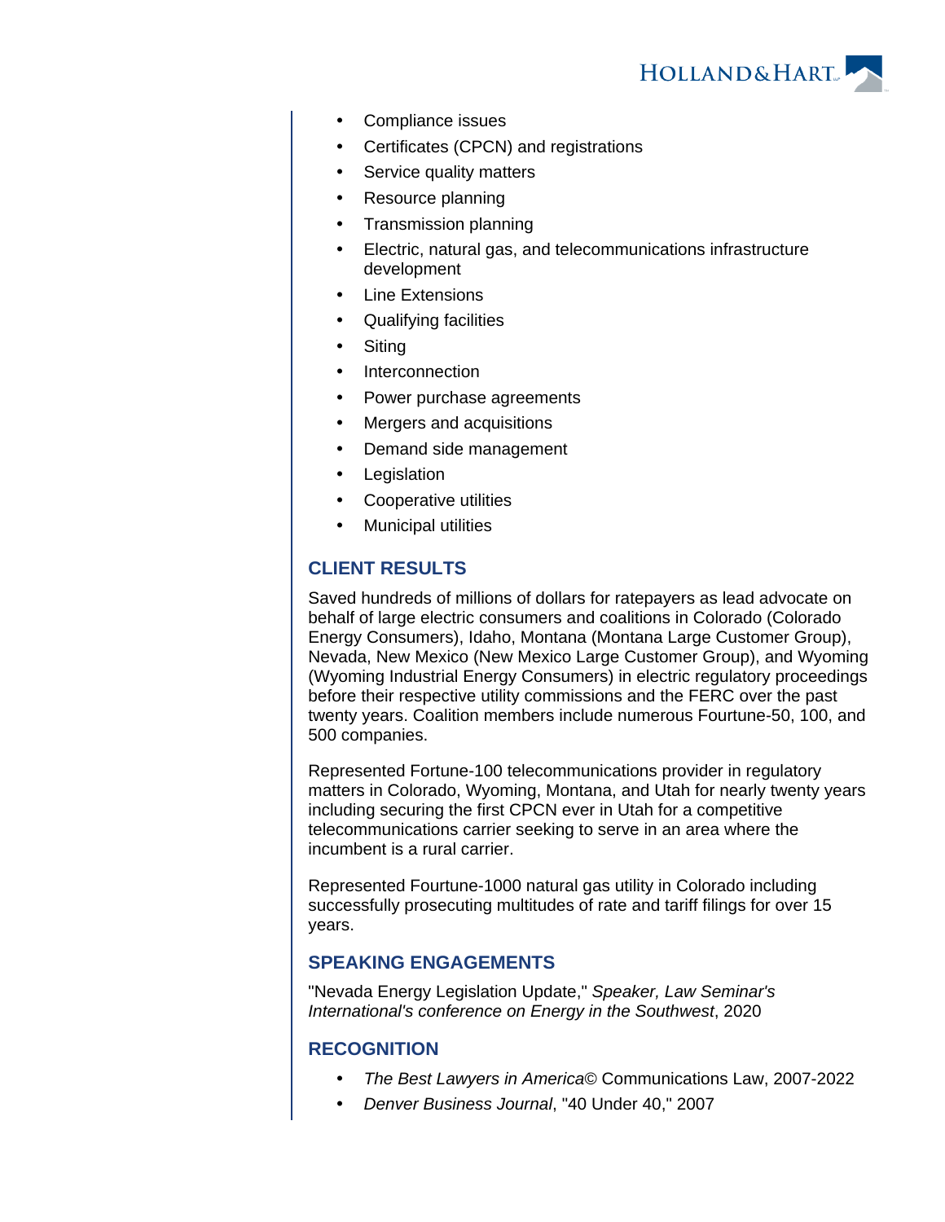- Compliance issues
- Certificates (CPCN) and registrations
- Service quality matters
- Resource planning
- Transmission planning
- Electric, natural gas, and telecommunications infrastructure development
- Line Extensions
- Qualifying facilities
- Siting
- Interconnection
- Power purchase agreements
- Mergers and acquisitions
- Demand side management
- Legislation
- Cooperative utilities
- Municipal utilities

## CLIENT RESULTS

Saved hundreds of millions of dollars for ratepayers as lead advocate on behalf of large electric consumers and coalitions in Colorado (Colorado Energy Consumers), Idaho, Montana (Montana Large Customer Group), Nevada, New Mexico (New Mexico Large Customer Group), and Wyoming (Wyoming Industrial Energy Consumers) in electric regulatory proceedings before their respective utility commissions and the FERC over the past twenty years. Coalition members include numerous Fourtune-50, 100, and 500 companies.

Represented Fortune-100 telecommunications provider in regulatory matters in Colorado, Wyoming, Montana, and Utah for nearly twenty years including securing the first CPCN ever in Utah for a competitive telecommunications carrier seeking to serve in an area where the incumbent is a rural carrier.

Represented Fourtune-1000 natural gas utility in Colorado including successfully prosecuting multitudes of rate and tariff filings for over 15 years.

## SPEAKING ENGAGEMENTS

"Nevada Energy Legislation Update," *Speaker, Law Seminar's International's conference on Energy in the Southwest*, 2020

## RECOGNITION

- *The Best Lawyers in America*© Communications Law, 2007-2022
- *Denver Business Journal*, "40 Under 40," 2007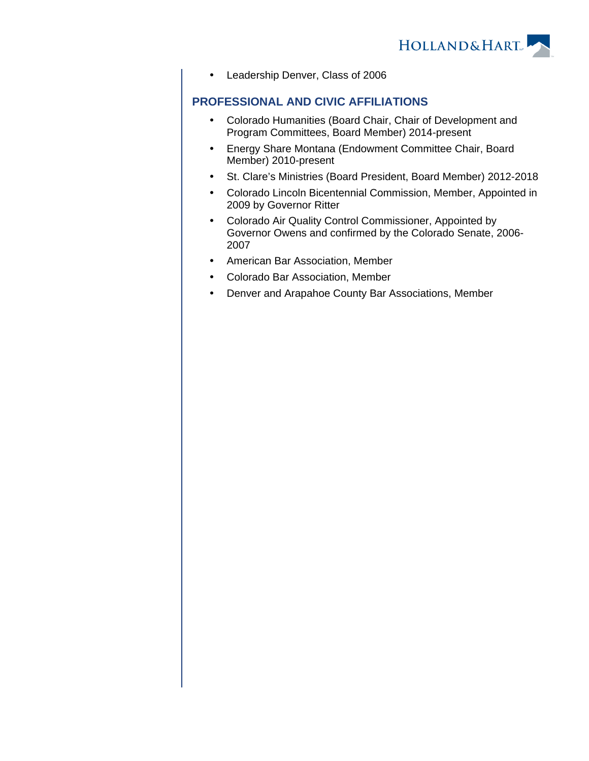- Leadership Denver, Class of 2006

## PROFESSIONAL AND CIVIC AFFILIATIONS

- Colorado Humanities (Board Chair, Chair of Development and Program Committees, Board Member) 2014-present
- Energy Share Montana (Endowment Committee Chair, Board Member) 2010-present
- St. Clare's Ministries (Board President, Board Member) 2012-2018
- Colorado Lincoln Bicentennial Commission, Member, Appointed in 2009 by Governor Ritter
- Colorado Air Quality Control Commissioner, Appointed by Governor Owens and confirmed by the Colorado Senate, 2006-2007
- American Bar Association, Member
- Colorado Bar Association, Member
- Denver and Arapahoe County Bar Associations, Member